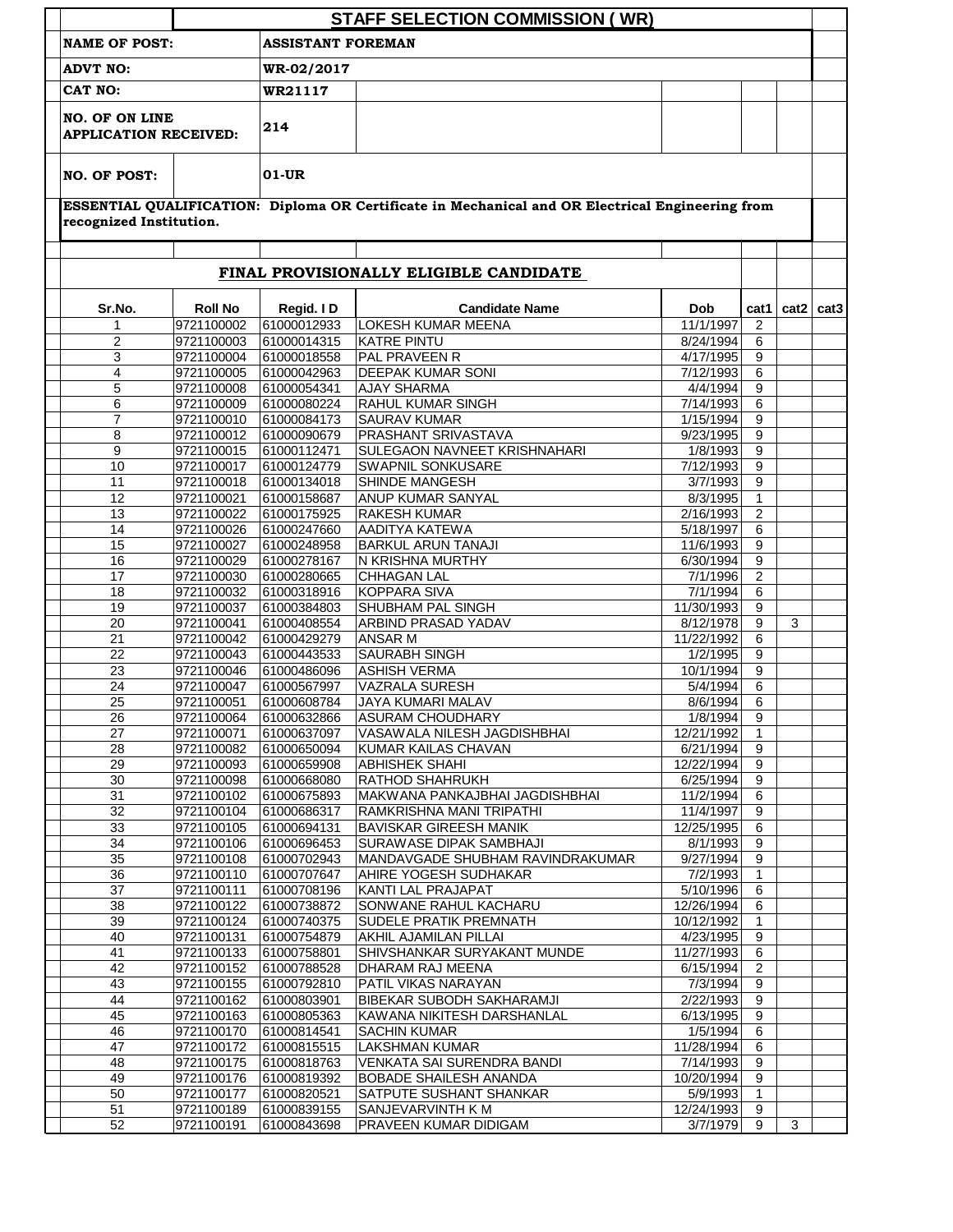# STAFF SELECTION COMMISSION ( WR)

| | |
|---|---|
| **NAME OF POST:** | **ASSISTANT FOREMAN** |
| **ADVT NO:** | **WR-02/2017** |
| **CAT NO:** | **WR21117** |
| **NO. OF ON LINE APPLICATION RECEIVED:** | **214** |
| **NO. OF POST:** | **01-UR** |

**ESSENTIAL QUALIFICATION: Diploma OR Certificate in Mechanical and OR Electrical Engineering from recognized Institution.**

## FINAL PROVISIONALLY ELIGIBLE CANDIDATE

| Sr.No. | Roll No | Regid. I D | Candidate Name | Dob | cat1 | cat2 | cat3 |
|---|---|---|---|---|---|---|---|
| 1 | 9721100002 | 61000012933 | LOKESH KUMAR MEENA | 11/1/1997 | 2 | | |
| 2 | 9721100003 | 61000014315 | KATRE PINTU | 8/24/1994 | 6 | | |
| 3 | 9721100004 | 61000018558 | PAL PRAVEEN R | 4/17/1995 | 9 | | |
| 4 | 9721100005 | 61000042963 | DEEPAK KUMAR SONI | 7/12/1993 | 6 | | |
| 5 | 9721100008 | 61000054341 | AJAY SHARMA | 4/4/1994 | 9 | | |
| 6 | 9721100009 | 61000080224 | RAHUL KUMAR SINGH | 7/14/1993 | 6 | | |
| 7 | 9721100010 | 61000084173 | SAURAV KUMAR | 1/15/1994 | 9 | | |
| 8 | 9721100012 | 61000090679 | PRASHANT SRIVASTAVA | 9/23/1995 | 9 | | |
| 9 | 9721100015 | 61000112471 | SULEGAON NAVNEET KRISHNAHARI | 1/8/1993 | 9 | | |
| 10 | 9721100017 | 61000124779 | SWAPNIL SONKUSARE | 7/12/1993 | 9 | | |
| 11 | 9721100018 | 61000134018 | SHINDE MANGESH | 3/7/1993 | 9 | | |
| 12 | 9721100021 | 61000158687 | ANUP KUMAR SANYAL | 8/3/1995 | 1 | | |
| 13 | 9721100022 | 61000175925 | RAKESH KUMAR | 2/16/1993 | 2 | | |
| 14 | 9721100026 | 61000247660 | AADITYA KATEWA | 5/18/1997 | 6 | | |
| 15 | 9721100027 | 61000248958 | BARKUL ARUN TANAJI | 11/6/1993 | 9 | | |
| 16 | 9721100029 | 61000278167 | N KRISHNA MURTHY | 6/30/1994 | 9 | | |
| 17 | 9721100030 | 61000280665 | CHHAGAN LAL | 7/1/1996 | 2 | | |
| 18 | 9721100032 | 61000318916 | KOPPARA SIVA | 7/1/1994 | 6 | | |
| 19 | 9721100037 | 61000384803 | SHUBHAM PAL SINGH | 11/30/1993 | 9 | | |
| 20 | 9721100041 | 61000408554 | ARBIND PRASAD YADAV | 8/12/1978 | 9 | 3 | |
| 21 | 9721100042 | 61000429279 | ANSAR M | 11/22/1992 | 6 | | |
| 22 | 9721100043 | 61000443533 | SAURABH SINGH | 1/2/1995 | 9 | | |
| 23 | 9721100046 | 61000486096 | ASHISH VERMA | 10/1/1994 | 9 | | |
| 24 | 9721100047 | 61000567997 | VAZRALA SURESH | 5/4/1994 | 6 | | |
| 25 | 9721100051 | 61000608784 | JAYA KUMARI MALAV | 8/6/1994 | 6 | | |
| 26 | 9721100064 | 61000632866 | ASURAM CHOUDHARY | 1/8/1994 | 9 | | |
| 27 | 9721100071 | 61000637097 | VASAWALA NILESH JAGDISHBHAI | 12/21/1992 | 1 | | |
| 28 | 9721100082 | 61000650094 | KUMAR KAILAS CHAVAN | 6/21/1994 | 9 | | |
| 29 | 9721100093 | 61000659908 | ABHISHEK SHAHI | 12/22/1994 | 9 | | |
| 30 | 9721100098 | 61000668080 | RATHOD SHAHRUKH | 6/25/1994 | 9 | | |
| 31 | 9721100102 | 61000675893 | MAKWANA PANKAJBHAI JAGDISHBHAI | 11/2/1994 | 6 | | |
| 32 | 9721100104 | 61000686317 | RAMKRISHNA MANI TRIPATHI | 11/4/1997 | 9 | | |
| 33 | 9721100105 | 61000694131 | BAVISKAR GIREESH MANIK | 12/25/1995 | 6 | | |
| 34 | 9721100106 | 61000696453 | SURAWASE DIPAK SAMBHAJI | 8/1/1993 | 9 | | |
| 35 | 9721100108 | 61000702943 | MANDAVGADE SHUBHAM RAVINDRAKUMAR | 9/27/1994 | 9 | | |
| 36 | 9721100110 | 61000707647 | AHIRE YOGESH SUDHAKAR | 7/2/1993 | 1 | | |
| 37 | 9721100111 | 61000708196 | KANTI LAL PRAJAPAT | 5/10/1996 | 6 | | |
| 38 | 9721100122 | 61000738872 | SONWANE RAHUL KACHARU | 12/26/1994 | 6 | | |
| 39 | 9721100124 | 61000740375 | SUDELE PRATIK PREMNATH | 10/12/1992 | 1 | | |
| 40 | 9721100131 | 61000754879 | AKHIL AJAMILAN PILLAI | 4/23/1995 | 9 | | |
| 41 | 9721100133 | 61000758801 | SHIVSHANKAR SURYAKANT MUNDE | 11/27/1993 | 6 | | |
| 42 | 9721100152 | 61000788528 | DHARAM RAJ MEENA | 6/15/1994 | 2 | | |
| 43 | 9721100155 | 61000792810 | PATIL VIKAS NARAYAN | 7/3/1994 | 9 | | |
| 44 | 9721100162 | 61000803901 | BIBEKAR SUBODH SAKHARAMJI | 2/22/1993 | 9 | | |
| 45 | 9721100163 | 61000805363 | KAWANA NIKITESH DARSHANLAL | 6/13/1995 | 9 | | |
| 46 | 9721100170 | 61000814541 | SACHIN KUMAR | 1/5/1994 | 6 | | |
| 47 | 9721100172 | 61000815515 | LAKSHMAN KUMAR | 11/28/1994 | 6 | | |
| 48 | 9721100175 | 61000818763 | VENKATA SAI SURENDRA BANDI | 7/14/1993 | 9 | | |
| 49 | 9721100176 | 61000819392 | BOBADE SHAILESH ANANDA | 10/20/1994 | 9 | | |
| 50 | 9721100177 | 61000820521 | SATPUTE SUSHANT SHANKAR | 5/9/1993 | 1 | | |
| 51 | 9721100189 | 61000839155 | SANJEVARVINTH K M | 12/24/1993 | 9 | | |
| 52 | 9721100191 | 61000843698 | PRAVEEN KUMAR DIDIGAM | 3/7/1979 | 9 | 3 | |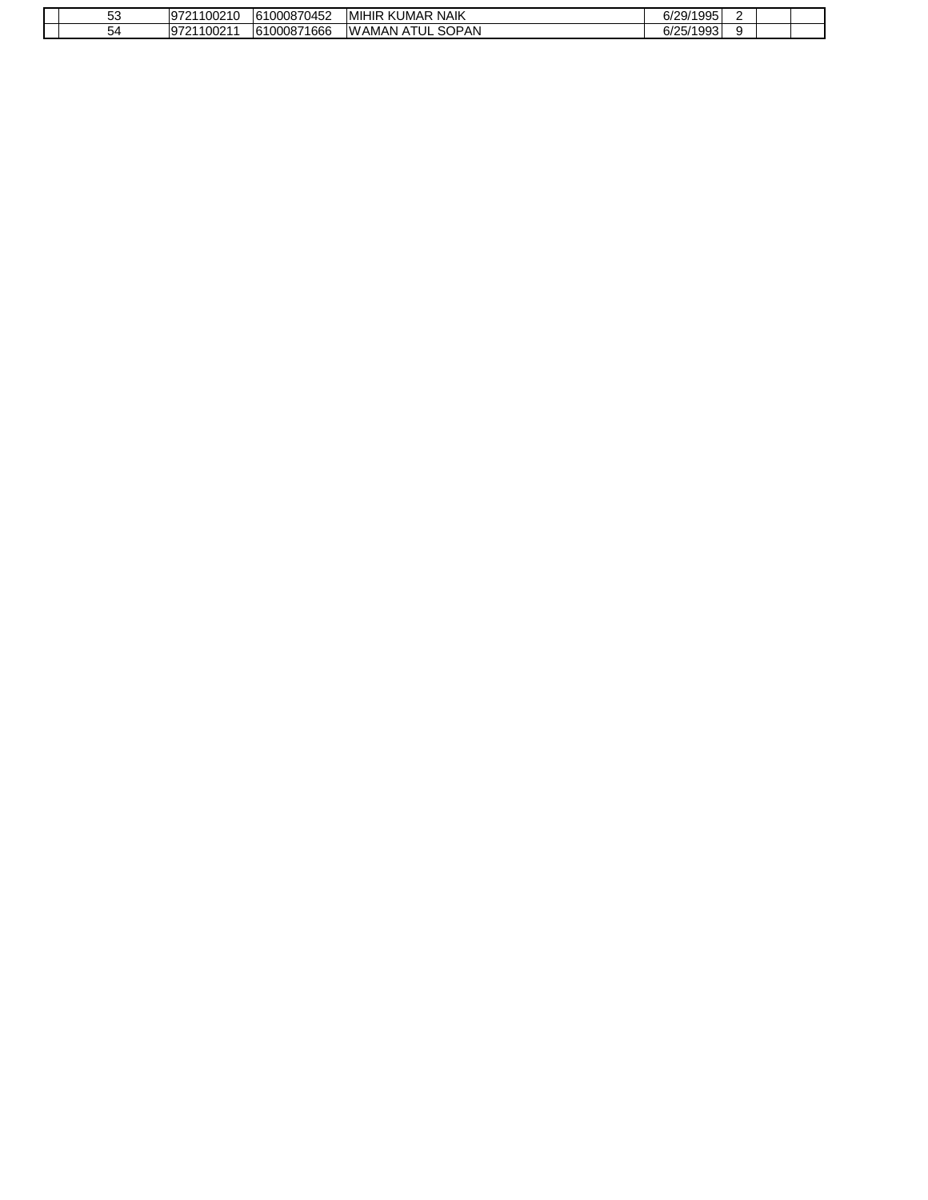| | | | | | | | | |
|---|---|---|---|---|---|---|---|---|
| | 53 | 9721100210 | 61000870452 | MIHIR KUMAR NAIK | 6/29/1995 | 2 | | |
| | 54 | 9721100211 | 61000871666 | WAMAN ATUL SOPAN | 6/25/1993 | 9 | | |